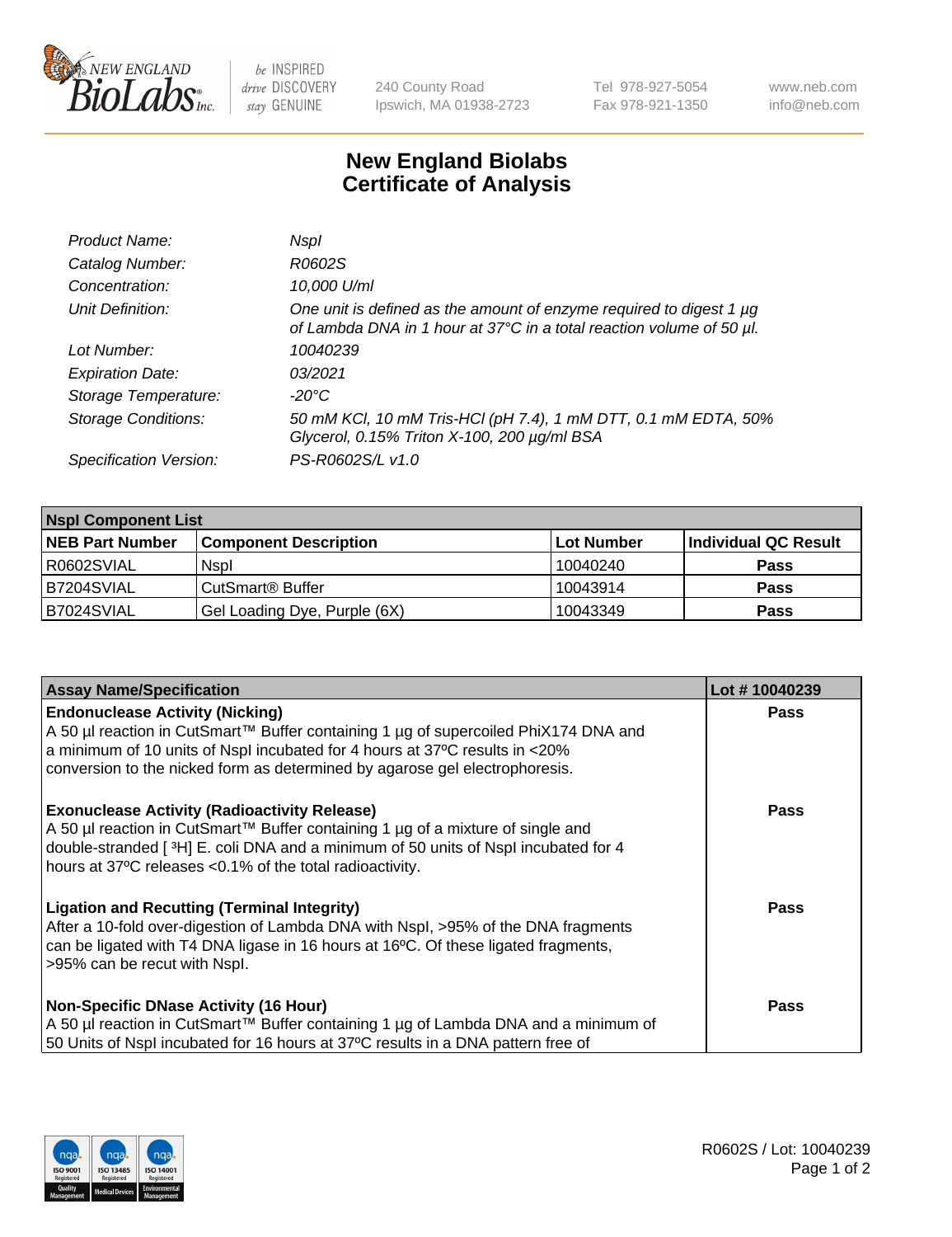# New England Biolabs Certificate of Analysis

| | |
|---|---|
| *Product Name:* | *NspI* |
| *Catalog Number:* | *R0602S* |
| *Concentration:* | *10,000 U/ml* |
| *Unit Definition:* | *One unit is defined as the amount of enzyme required to digest 1 µg of Lambda DNA in 1 hour at 37°C in a total reaction volume of 50 µl.* |
| *Lot Number:* | *10040239* |
| *Expiration Date:* | *03/2021* |
| *Storage Temperature:* | *-20°C* |
| *Storage Conditions:* | *50 mM KCl, 10 mM Tris-HCl (pH 7.4), 1 mM DTT, 0.1 mM EDTA, 50% Glycerol, 0.15% Triton X-100, 200 µg/ml BSA* |
| *Specification Version:* | *PS-R0602S/L v1.0* |

| NspI Component List | | | |
|---|---|---|---|
| **NEB Part Number** | **Component Description** | **Lot Number** | **Individual QC Result** |
| R0602SVIAL | NspI | 10040240 | **Pass** |
| B7204SVIAL | CutSmart® Buffer | 10043914 | **Pass** |
| B7024SVIAL | Gel Loading Dye, Purple (6X) | 10043349 | **Pass** |

| Assay Name/Specification | Lot # 10040239 |
|---|---|
| **Endonuclease Activity (Nicking)** A 50 µl reaction in CutSmart™ Buffer containing 1 µg of supercoiled PhiX174 DNA and a minimum of 10 units of NspI incubated for 4 hours at 37ºC results in <20% conversion to the nicked form as determined by agarose gel electrophoresis. | **Pass** |
| **Exonuclease Activity (Radioactivity Release)** A 50 µl reaction in CutSmart™ Buffer containing 1 µg of a mixture of single and double-stranded [ $^{3}$H] E. coli DNA and a minimum of 50 units of NspI incubated for 4 hours at 37ºC releases <0.1% of the total radioactivity. | **Pass** |
| **Ligation and Recutting (Terminal Integrity)** After a 10-fold over-digestion of Lambda DNA with NspI, >95% of the DNA fragments can be ligated with T4 DNA ligase in 16 hours at 16ºC. Of these ligated fragments, >95% can be recut with NspI. | **Pass** |
| **Non-Specific DNase Activity (16 Hour)** A 50 µl reaction in CutSmart™ Buffer containing 1 µg of Lambda DNA and a minimum of 50 Units of NspI incubated for 16 hours at 37ºC results in a DNA pattern free of | **Pass** |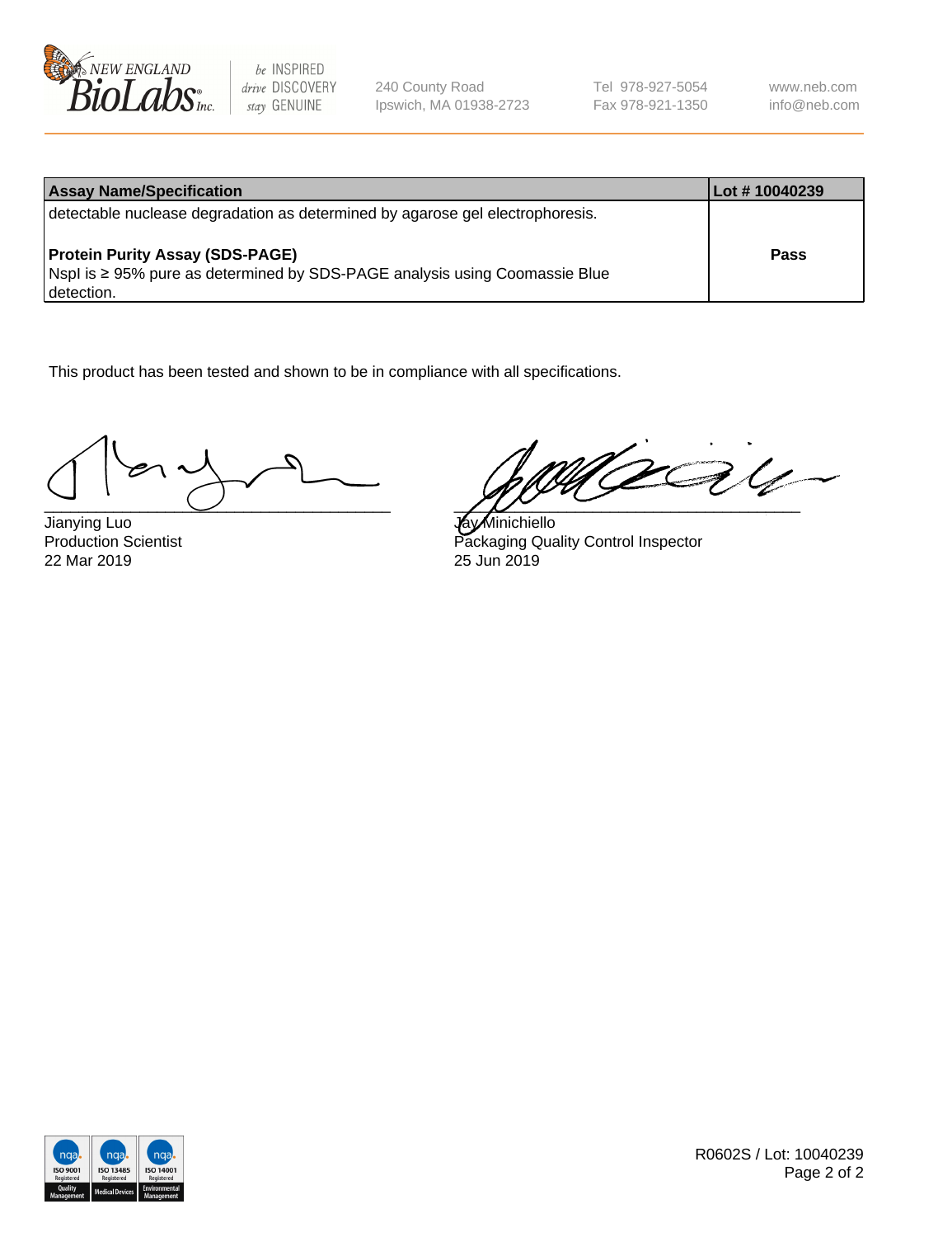| Assay Name/Specification | Lot # 10040239 |
|---|---|
| detectable nuclease degradation as determined by agarose gel electrophoresis. | |
| **Protein Purity Assay (SDS-PAGE)**<br>NspI is ≥ 95% pure as determined by SDS-PAGE analysis using Coomassie Blue detection. | **Pass** |

This product has been tested and shown to be in compliance with all specifications.

Jianying Luo
Production Scientist
22 Mar 2019

Jay Minichiello
Packaging Quality Control Inspector
25 Jun 2019

R0602S / Lot: 10040239